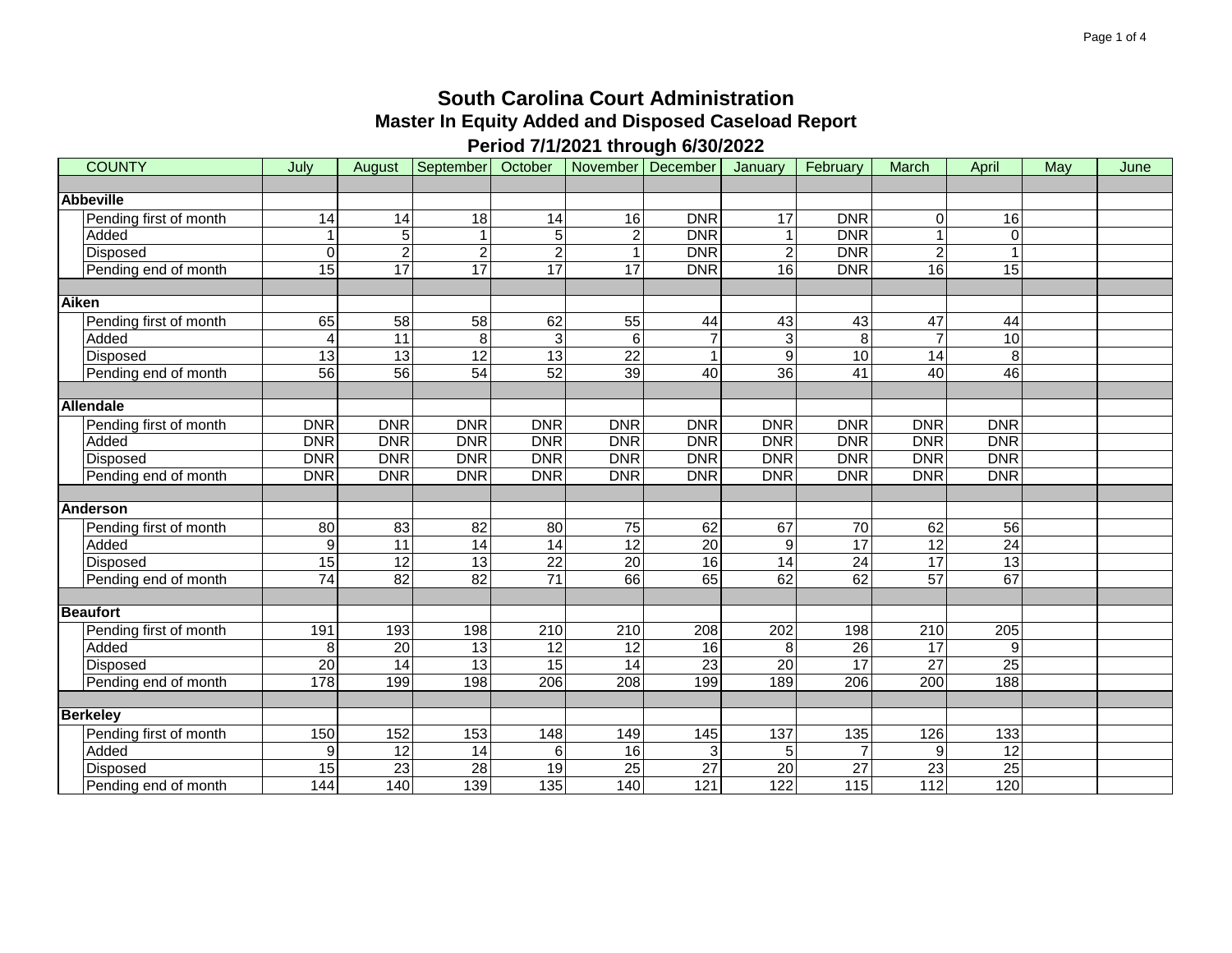# South Carolina Court Administration

## Master In Equity Added and Disposed Caseload Report

### Period 7/1/2021 through 6/30/2022

| COUNTY | July | August | September | October | November | December | January | February | March | April | May | June |
|---|---|---|---|---|---|---|---|---|---|---|---|---|
| **Abbeville** | | | | | | | | | | | | |
| Pending first of month | 14 | 14 | 18 | 14 | 16 | DNR | 17 | DNR | 0 | 16 | | |
| Added | 1 | 5 | 1 | 5 | 2 | DNR | 1 | DNR | 1 | 0 | | |
| Disposed | 0 | 2 | 2 | 2 | 1 | DNR | 2 | DNR | 2 | 1 | | |
| Pending end of month | 15 | 17 | 17 | 17 | 17 | DNR | 16 | DNR | 16 | 15 | | |
| **Aiken** | | | | | | | | | | | | |
| Pending first of month | 65 | 58 | 58 | 62 | 55 | 44 | 43 | 43 | 47 | 44 | | |
| Added | 4 | 11 | 8 | 3 | 6 | 7 | 3 | 8 | 7 | 10 | | |
| Disposed | 13 | 13 | 12 | 13 | 22 | 1 | 9 | 10 | 14 | 8 | | |
| Pending end of month | 56 | 56 | 54 | 52 | 39 | 40 | 36 | 41 | 40 | 46 | | |
| **Allendale** | | | | | | | | | | | | |
| Pending first of month | DNR | DNR | DNR | DNR | DNR | DNR | DNR | DNR | DNR | DNR | | |
| Added | DNR | DNR | DNR | DNR | DNR | DNR | DNR | DNR | DNR | DNR | | |
| Disposed | DNR | DNR | DNR | DNR | DNR | DNR | DNR | DNR | DNR | DNR | | |
| Pending end of month | DNR | DNR | DNR | DNR | DNR | DNR | DNR | DNR | DNR | DNR | | |
| **Anderson** | | | | | | | | | | | | |
| Pending first of month | 80 | 83 | 82 | 80 | 75 | 62 | 67 | 70 | 62 | 56 | | |
| Added | 9 | 11 | 14 | 14 | 12 | 20 | 9 | 17 | 12 | 24 | | |
| Disposed | 15 | 12 | 13 | 22 | 20 | 16 | 14 | 24 | 17 | 13 | | |
| Pending end of month | 74 | 82 | 82 | 71 | 66 | 65 | 62 | 62 | 57 | 67 | | |
| **Beaufort** | | | | | | | | | | | | |
| Pending first of month | 191 | 193 | 198 | 210 | 210 | 208 | 202 | 198 | 210 | 205 | | |
| Added | 8 | 20 | 13 | 12 | 12 | 16 | 8 | 26 | 17 | 9 | | |
| Disposed | 20 | 14 | 13 | 15 | 14 | 23 | 20 | 17 | 27 | 25 | | |
| Pending end of month | 178 | 199 | 198 | 206 | 208 | 199 | 189 | 206 | 200 | 188 | | |
| **Berkeley** | | | | | | | | | | | | |
| Pending first of month | 150 | 152 | 153 | 148 | 149 | 145 | 137 | 135 | 126 | 133 | | |
| Added | 9 | 12 | 14 | 6 | 16 | 3 | 5 | 7 | 9 | 12 | | |
| Disposed | 15 | 23 | 28 | 19 | 25 | 27 | 20 | 27 | 23 | 25 | | |
| Pending end of month | 144 | 140 | 139 | 135 | 140 | 121 | 122 | 115 | 112 | 120 | | |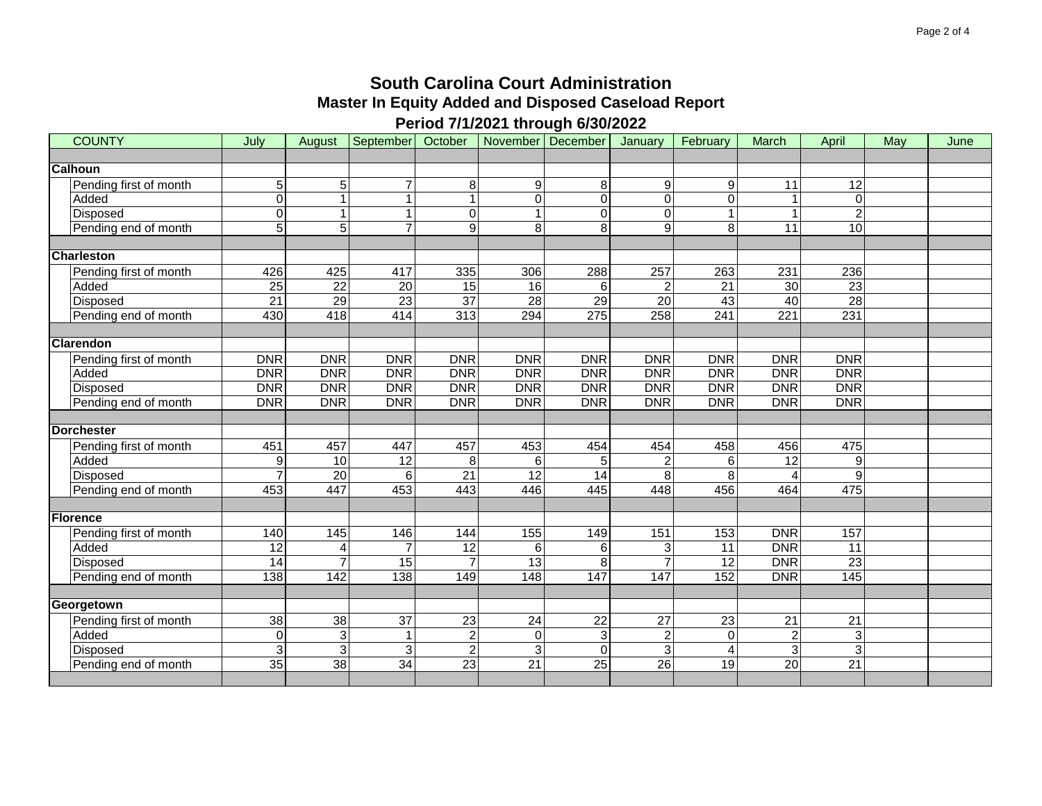# South Carolina Court Administration

## Master In Equity Added and Disposed Caseload Report

### Period 7/1/2021 through 6/30/2022

| COUNTY | July | August | September | October | November | December | January | February | March | April | May | June |
|---|---|---|---|---|---|---|---|---|---|---|---|---|
| **Calhoun** | | | | | | | | | | | | |
| Pending first of month | 5 | 5 | 7 | 8 | 9 | 8 | 9 | 9 | 11 | 12 | | |
| Added | 0 | 1 | 1 | 1 | 0 | 0 | 0 | 0 | 1 | 0 | | |
| Disposed | 0 | 1 | 1 | 0 | 1 | 0 | 0 | 1 | 1 | 2 | | |
| Pending end of month | 5 | 5 | 7 | 9 | 8 | 8 | 9 | 8 | 11 | 10 | | |
| **Charleston** | | | | | | | | | | | | |
| Pending first of month | 426 | 425 | 417 | 335 | 306 | 288 | 257 | 263 | 231 | 236 | | |
| Added | 25 | 22 | 20 | 15 | 16 | 6 | 2 | 21 | 30 | 23 | | |
| Disposed | 21 | 29 | 23 | 37 | 28 | 29 | 20 | 43 | 40 | 28 | | |
| Pending end of month | 430 | 418 | 414 | 313 | 294 | 275 | 258 | 241 | 221 | 231 | | |
| **Clarendon** | | | | | | | | | | | | |
| Pending first of month | DNR | DNR | DNR | DNR | DNR | DNR | DNR | DNR | DNR | DNR | | |
| Added | DNR | DNR | DNR | DNR | DNR | DNR | DNR | DNR | DNR | DNR | | |
| Disposed | DNR | DNR | DNR | DNR | DNR | DNR | DNR | DNR | DNR | DNR | | |
| Pending end of month | DNR | DNR | DNR | DNR | DNR | DNR | DNR | DNR | DNR | DNR | | |
| **Dorchester** | | | | | | | | | | | | |
| Pending first of month | 451 | 457 | 447 | 457 | 453 | 454 | 454 | 458 | 456 | 475 | | |
| Added | 9 | 10 | 12 | 8 | 6 | 5 | 2 | 6 | 12 | 9 | | |
| Disposed | 7 | 20 | 6 | 21 | 12 | 14 | 8 | 8 | 4 | 9 | | |
| Pending end of month | 453 | 447 | 453 | 443 | 446 | 445 | 448 | 456 | 464 | 475 | | |
| **Florence** | | | | | | | | | | | | |
| Pending first of month | 140 | 145 | 146 | 144 | 155 | 149 | 151 | 153 | DNR | 157 | | |
| Added | 12 | 4 | 7 | 12 | 6 | 6 | 3 | 11 | DNR | 11 | | |
| Disposed | 14 | 7 | 15 | 7 | 13 | 8 | 7 | 12 | DNR | 23 | | |
| Pending end of month | 138 | 142 | 138 | 149 | 148 | 147 | 147 | 152 | DNR | 145 | | |
| **Georgetown** | | | | | | | | | | | | |
| Pending first of month | 38 | 38 | 37 | 23 | 24 | 22 | 27 | 23 | 21 | 21 | | |
| Added | 0 | 3 | 1 | 2 | 0 | 3 | 2 | 0 | 2 | 3 | | |
| Disposed | 3 | 3 | 3 | 2 | 3 | 0 | 3 | 4 | 3 | 3 | | |
| Pending end of month | 35 | 38 | 34 | 23 | 21 | 25 | 26 | 19 | 20 | 21 | | |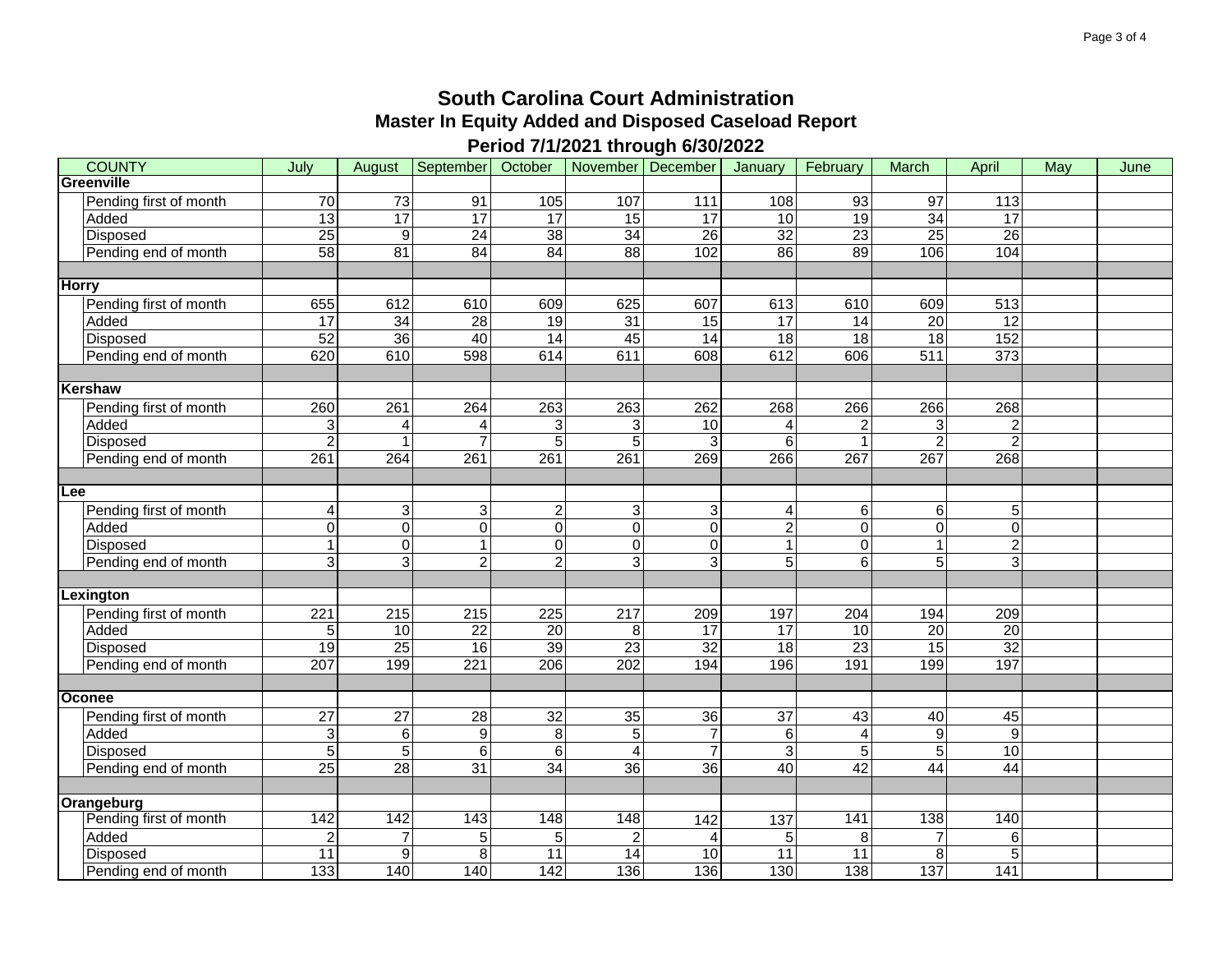# South Carolina Court Administration

## Master In Equity Added and Disposed Caseload Report

### Period 7/1/2021 through 6/30/2022

| COUNTY | July | August | September | October | November | December | January | February | March | April | May | June |
|---|---|---|---|---|---|---|---|---|---|---|---|---|
| **Greenville** | | | | | | | | | | | | |
| Pending first of month | 70 | 73 | 91 | 105 | 107 | 111 | 108 | 93 | 97 | 113 | | |
| Added | 13 | 17 | 17 | 17 | 15 | 17 | 10 | 19 | 34 | 17 | | |
| Disposed | 25 | 9 | 24 | 38 | 34 | 26 | 32 | 23 | 25 | 26 | | |
| Pending end of month | 58 | 81 | 84 | 84 | 88 | 102 | 86 | 89 | 106 | 104 | | |
| **Horry** | | | | | | | | | | | | |
| Pending first of month | 655 | 612 | 610 | 609 | 625 | 607 | 613 | 610 | 609 | 513 | | |
| Added | 17 | 34 | 28 | 19 | 31 | 15 | 17 | 14 | 20 | 12 | | |
| Disposed | 52 | 36 | 40 | 14 | 45 | 14 | 18 | 18 | 18 | 152 | | |
| Pending end of month | 620 | 610 | 598 | 614 | 611 | 608 | 612 | 606 | 511 | 373 | | |
| **Kershaw** | | | | | | | | | | | | |
| Pending first of month | 260 | 261 | 264 | 263 | 263 | 262 | 268 | 266 | 266 | 268 | | |
| Added | 3 | 4 | 4 | 3 | 3 | 10 | 4 | 2 | 3 | 2 | | |
| Disposed | 2 | 1 | 7 | 5 | 5 | 3 | 6 | 1 | 2 | 2 | | |
| Pending end of month | 261 | 264 | 261 | 261 | 261 | 269 | 266 | 267 | 267 | 268 | | |
| **Lee** | | | | | | | | | | | | |
| Pending first of month | 4 | 3 | 3 | 2 | 3 | 3 | 4 | 6 | 6 | 5 | | |
| Added | 0 | 0 | 0 | 0 | 0 | 0 | 2 | 0 | 0 | 0 | | |
| Disposed | 1 | 0 | 1 | 0 | 0 | 0 | 1 | 0 | 1 | 2 | | |
| Pending end of month | 3 | 3 | 2 | 2 | 3 | 3 | 5 | 6 | 5 | 3 | | |
| **Lexington** | | | | | | | | | | | | |
| Pending first of month | 221 | 215 | 215 | 225 | 217 | 209 | 197 | 204 | 194 | 209 | | |
| Added | 5 | 10 | 22 | 20 | 8 | 17 | 17 | 10 | 20 | 20 | | |
| Disposed | 19 | 25 | 16 | 39 | 23 | 32 | 18 | 23 | 15 | 32 | | |
| Pending end of month | 207 | 199 | 221 | 206 | 202 | 194 | 196 | 191 | 199 | 197 | | |
| **Oconee** | | | | | | | | | | | | |
| Pending first of month | 27 | 27 | 28 | 32 | 35 | 36 | 37 | 43 | 40 | 45 | | |
| Added | 3 | 6 | 9 | 8 | 5 | 7 | 6 | 4 | 9 | 9 | | |
| Disposed | 5 | 5 | 6 | 6 | 4 | 7 | 3 | 5 | 5 | 10 | | |
| Pending end of month | 25 | 28 | 31 | 34 | 36 | 36 | 40 | 42 | 44 | 44 | | |
| **Orangeburg** | | | | | | | | | | | | |
| Pending first of month | 142 | 142 | 143 | 148 | 148 | 142 | 137 | 141 | 138 | 140 | | |
| Added | 2 | 7 | 5 | 5 | 2 | 4 | 5 | 8 | 7 | 6 | | |
| Disposed | 11 | 9 | 8 | 11 | 14 | 10 | 11 | 11 | 8 | 5 | | |
| Pending end of month | 133 | 140 | 140 | 142 | 136 | 136 | 130 | 138 | 137 | 141 | | |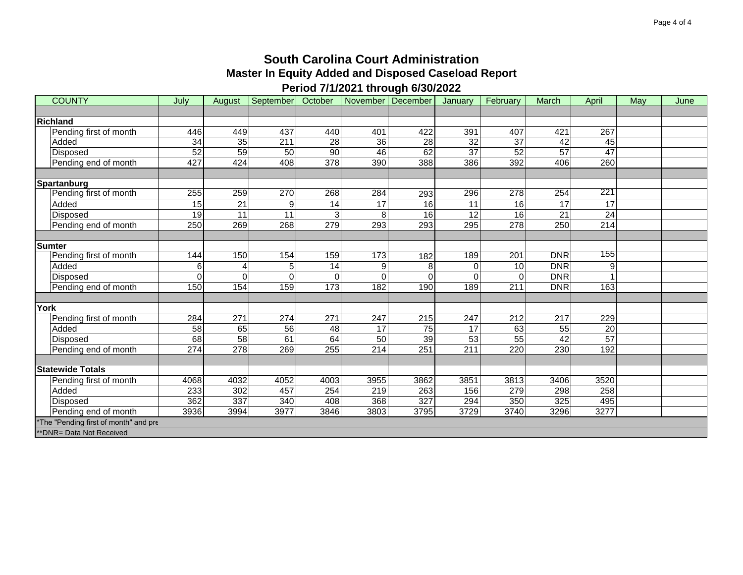# South Carolina Court Administration

## Master In Equity Added and Disposed Caseload Report

### Period 7/1/2021 through 6/30/2022

| COUNTY | July | August | September | October | November | December | January | February | March | April | May | June |
|---|---|---|---|---|---|---|---|---|---|---|---|---|
| | | | | | | | | | | | | |
| **Richland** | | | | | | | | | | | | |
| Pending first of month | 446 | 449 | 437 | 440 | 401 | 422 | 391 | 407 | 421 | 267 | | |
| Added | 34 | 35 | 211 | 28 | 36 | 28 | 32 | 37 | 42 | 45 | | |
| Disposed | 52 | 59 | 50 | 90 | 46 | 62 | 37 | 52 | 57 | 47 | | |
| Pending end of month | 427 | 424 | 408 | 378 | 390 | 388 | 386 | 392 | 406 | 260 | | |
| | | | | | | | | | | | | |
| **Spartanburg** | | | | | | | | | | | | |
| Pending first of month | 255 | 259 | 270 | 268 | 284 | 293 | 296 | 278 | 254 | 221 | | |
| Added | 15 | 21 | 9 | 14 | 17 | 16 | 11 | 16 | 17 | 17 | | |
| Disposed | 19 | 11 | 11 | 3 | 8 | 16 | 12 | 16 | 21 | 24 | | |
| Pending end of month | 250 | 269 | 268 | 279 | 293 | 293 | 295 | 278 | 250 | 214 | | |
| | | | | | | | | | | | | |
| **Sumter** | | | | | | | | | | | | |
| Pending first of month | 144 | 150 | 154 | 159 | 173 | 182 | 189 | 201 | DNR | 155 | | |
| Added | 6 | 4 | 5 | 14 | 9 | 8 | 0 | 10 | DNR | 9 | | |
| Disposed | 0 | 0 | 0 | 0 | 0 | 0 | 0 | 0 | DNR | 1 | | |
| Pending end of month | 150 | 154 | 159 | 173 | 182 | 190 | 189 | 211 | DNR | 163 | | |
| | | | | | | | | | | | | |
| **York** | | | | | | | | | | | | |
| Pending first of month | 284 | 271 | 274 | 271 | 247 | 215 | 247 | 212 | 217 | 229 | | |
| Added | 58 | 65 | 56 | 48 | 17 | 75 | 17 | 63 | 55 | 20 | | |
| Disposed | 68 | 58 | 61 | 64 | 50 | 39 | 53 | 55 | 42 | 57 | | |
| Pending end of month | 274 | 278 | 269 | 255 | 214 | 251 | 211 | 220 | 230 | 192 | | |
| | | | | | | | | | | | | |
| **Statewide Totals** | | | | | | | | | | | | |
| Pending first of month | 4068 | 4032 | 4052 | 4003 | 3955 | 3862 | 3851 | 3813 | 3406 | 3520 | | |
| Added | 233 | 302 | 457 | 254 | 219 | 263 | 156 | 279 | 298 | 258 | | |
| Disposed | 362 | 337 | 340 | 408 | 368 | 327 | 294 | 350 | 325 | 495 | | |
| Pending end of month | 3936 | 3994 | 3977 | 3846 | 3803 | 3795 | 3729 | 3740 | 3296 | 3277 | | |

*The "Pending first of month" and pre

**DNR= Data Not Received